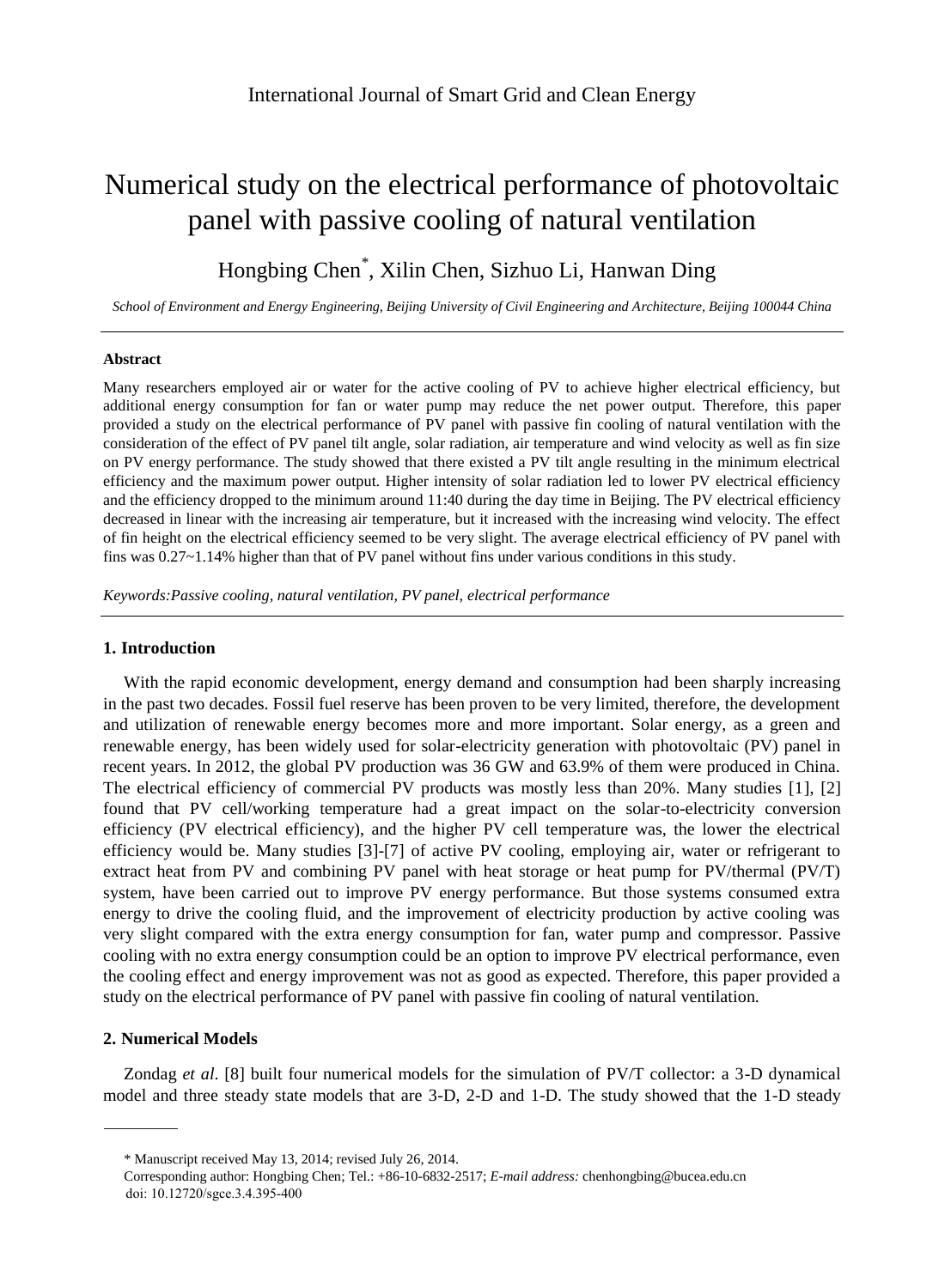# Numerical study on the electrical performance of photovoltaic panel with passive cooling of natural ventilation

Hongbing Chen*, Xilin Chen, Sizhuo Li, Hanwan Ding

*School of Environment and Energy Engineering, Beijing University of Civil Engineering and Architecture, Beijing 100044 China*

---

**Abstract**

Many researchers employed air or water for the active cooling of PV to achieve higher electrical efficiency, but additional energy consumption for fan or water pump may reduce the net power output. Therefore, this paper provided a study on the electrical performance of PV panel with passive fin cooling of natural ventilation with the consideration of the effect of PV panel tilt angle, solar radiation, air temperature and wind velocity as well as fin size on PV energy performance. The study showed that there existed a PV tilt angle resulting in the minimum electrical efficiency and the maximum power output. Higher intensity of solar radiation led to lower PV electrical efficiency and the efficiency dropped to the minimum around 11:40 during the day time in Beijing. The PV electrical efficiency decreased in linear with the increasing air temperature, but it increased with the increasing wind velocity. The effect of fin height on the electrical efficiency seemed to be very slight. The average electrical efficiency of PV panel with fins was 0.27~1.14% higher than that of PV panel without fins under various conditions in this study.

*Keywords:Passive cooling, natural ventilation, PV panel, electrical performance*

---

## 1. Introduction

With the rapid economic development, energy demand and consumption had been sharply increasing in the past two decades. Fossil fuel reserve has been proven to be very limited, therefore, the development and utilization of renewable energy becomes more and more important. Solar energy, as a green and renewable energy, has been widely used for solar-electricity generation with photovoltaic (PV) panel in recent years. In 2012, the global PV production was 36 GW and 63.9% of them were produced in China. The electrical efficiency of commercial PV products was mostly less than 20%. Many studies [1], [2] found that PV cell/working temperature had a great impact on the solar-to-electricity conversion efficiency (PV electrical efficiency), and the higher PV cell temperature was, the lower the electrical efficiency would be. Many studies [3]-[7] of active PV cooling, employing air, water or refrigerant to extract heat from PV and combining PV panel with heat storage or heat pump for PV/thermal (PV/T) system, have been carried out to improve PV energy performance. But those systems consumed extra energy to drive the cooling fluid, and the improvement of electricity production by active cooling was very slight compared with the extra energy consumption for fan, water pump and compressor. Passive cooling with no extra energy consumption could be an option to improve PV electrical performance, even the cooling effect and energy improvement was not as good as expected. Therefore, this paper provided a study on the electrical performance of PV panel with passive fin cooling of natural ventilation.

## 2. Numerical Models

Zondag *et al*. [8] built four numerical models for the simulation of PV/T collector: a 3-D dynamical model and three steady state models that are 3-D, 2-D and 1-D. The study showed that the 1-D steady

---

\* Manuscript received May 13, 2014; revised July 26, 2014.

Corresponding author: Hongbing Chen; Tel.: +86-10-6832-2517; *E-mail address:* chenhongbing@bucea.edu.cn

doi: 10.12720/sgce.3.4.395-400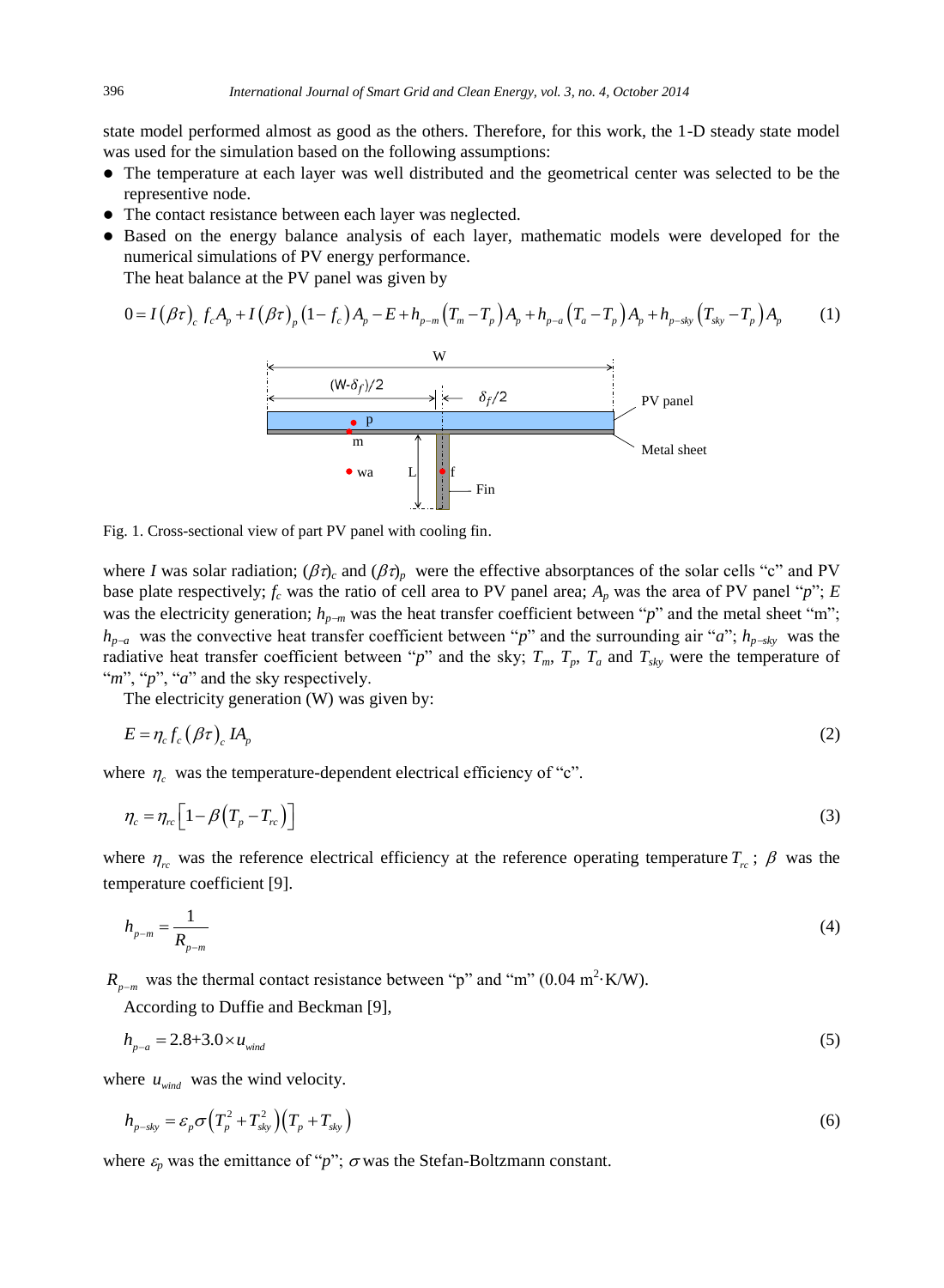state model performed almost as good as the others. Therefore, for this work, the 1-D steady state model was used for the simulation based on the following assumptions:

- The temperature at each layer was well distributed and the geometrical center was selected to be the represenitive node.
- The contact resistance between each layer was neglected.
- Based on the energy balance analysis of each layer, mathematic models were developed for the numerical simulations of PV energy performance.

The heat balance at the PV panel was given by

$$0 = I\left(\beta\tau\right)_c f_c A_p + I\left(\beta\tau\right)_p \left(1 - f_c\right) A_p - E + h_{p-m}\left(T_m - T_p\right) A_p + h_{p-a}\left(T_a - T_p\right) A_p + h_{p-sky}\left(T_{sky} - T_p\right) A_p \tag{1}$$

Fig. 1. Cross-sectional view of part PV panel with cooling fin.

where $I$ was solar radiation; $(\beta\tau)_c$ and $(\beta\tau)_p$ were the effective absorptances of the solar cells "c" and PV base plate respectively; $f_c$ was the ratio of cell area to PV panel area; $A_p$ was the area of PV panel "$p$"; $E$ was the electricity generation; $h_{p-m}$ was the heat transfer coefficient between "$p$" and the metal sheet "m"; $h_{p-a}$ was the convective heat transfer coefficient between "$p$" and the surrounding air "$a$"; $h_{p-sky}$ was the radiative heat transfer coefficient between "$p$" and the sky; $T_m$, $T_p$, $T_a$ and $T_{sky}$ were the temperature of "$m$", "$p$", "$a$" and the sky respectively.

The electricity generation (W) was given by:

$$E = \eta_c f_c \left(\beta\tau\right)_c I A_p \tag{2}$$

where $\eta_c$ was the temperature-dependent electrical efficiency of "c".

$$\eta_c = \eta_{rc}\left[1 - \beta\left(T_p - T_{rc}\right)\right] \tag{3}$$

where $\eta_{rc}$ was the reference electrical efficiency at the reference operating temperature $T_{rc}$; $\beta$ was the temperature coefficient [9].

$$h_{p-m} = \frac{1}{R_{p-m}} \tag{4}$$

$R_{p-m}$ was the thermal contact resistance between "p" and "m" (0.04 $m^2 \cdot K/W$).

According to Duffie and Beckman [9],

$$h_{p-a} = 2.8 + 3.0 \times u_{wind} \tag{5}$$

where $u_{wind}$ was the wind velocity.

$$h_{p-sky} = \varepsilon_p \sigma \left(T_p^2 + T_{sky}^2\right)\left(T_p + T_{sky}\right) \tag{6}$$

where $\varepsilon_p$ was the emittance of "$p$"; $\sigma$ was the Stefan-Boltzmann constant.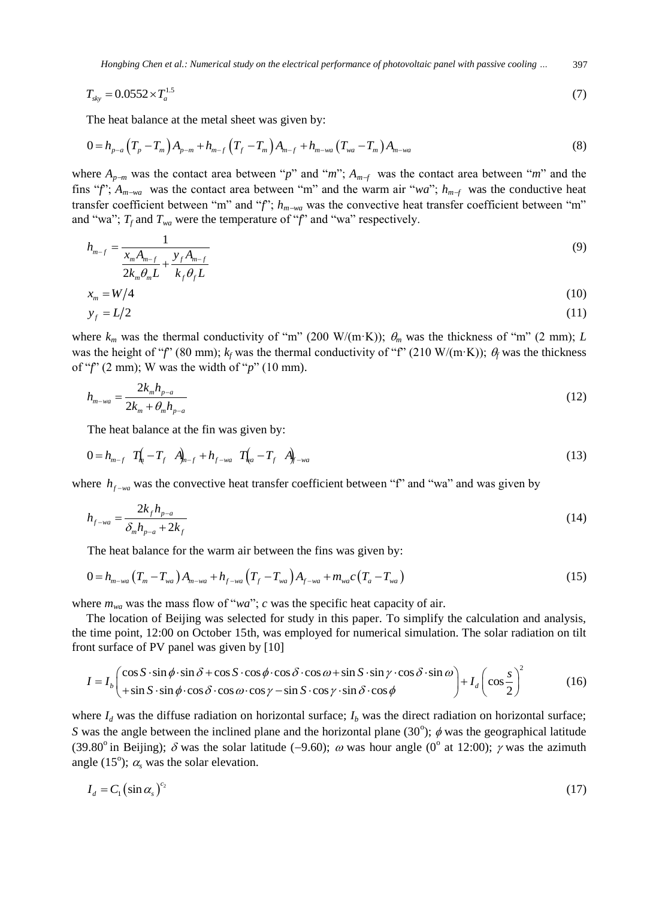$$T_{sky} = 0.0552 \times T_a^{1.5} \tag{7}$$

The heat balance at the metal sheet was given by:

$$0 = h_{p-a}\left(T_p - T_m\right)A_{p-m} + h_{m-f}\left(T_f - T_m\right)A_{m-f} + h_{m-wa}\left(T_{wa} - T_m\right)A_{m-wa} \tag{8}$$

where $A_{p-m}$ was the contact area between "*p*" and "*m*"; $A_{m-f}$ was the contact area between "*m*" and the fins "*f*"; $A_{m-wa}$ was the contact area between "m" and the warm air "*wa*"; $h_{m-f}$ was the conductive heat transfer coefficient between "m" and "*f*"; $h_{m-wa}$ was the convective heat transfer coefficient between "m" and "wa"; $T_f$ and $T_{wa}$ were the temperature of "*f*" and "wa" respectively.

$$h_{m-f} = \frac{1}{\dfrac{x_m A_{m-f}}{2k_m \theta_m L} + \dfrac{y_f A_{m-f}}{k_f \theta_f L}} \tag{9}$$

$$x_m = W/4 \tag{10}$$

$$y_f = L/2 \tag{11}$$

where $k_m$ was the thermal conductivity of "m" (200 W/(m·K)); $\theta_m$ was the thickness of "m" (2 mm); $L$ was the height of "*f*" (80 mm); $k_f$ was the thermal conductivity of "f" (210 W/(m·K)); $\theta_f$ was the thickness of "*f*" (2 mm); W was the width of "*p*" (10 mm).

$$h_{m-wa} = \frac{2k_m h_{p-a}}{2k_m + \theta_m h_{p-a}} \tag{12}$$

The heat balance at the fin was given by:

$$0 = h_{m-f}\left(T_m - T_f\right)A_{m-f} + h_{f-wa}\left(T_{wa} - T_f\right)A_{f-wa} \tag{13}$$

where $h_{f-wa}$ was the convective heat transfer coefficient between "f" and "wa" and was given by

$$h_{f-wa} = \frac{2k_f h_{p-a}}{\delta_m h_{p-a} + 2k_f} \tag{14}$$

The heat balance for the warm air between the fins was given by:

$$0 = h_{m-wa}\left(T_m - T_{wa}\right)A_{m-wa} + h_{f-wa}\left(T_f - T_{wa}\right)A_{f-wa} + m_{wa}c\left(T_a - T_{wa}\right) \tag{15}$$

where $m_{wa}$ was the mass flow of "*wa*"; *c* was the specific heat capacity of air.

The location of Beijing was selected for study in this paper. To simplify the calculation and analysis, the time point, 12:00 on October 15th, was employed for numerical simulation. The solar radiation on tilt front surface of PV panel was given by [10]

$$I = I_b\begin{pmatrix} \cos S \cdot \sin\phi \cdot \sin\delta + \cos S \cdot \cos\phi \cdot \cos\delta \cdot \cos\omega + \sin S \cdot \sin\gamma \cdot \cos\delta \cdot \sin\omega \\ + \sin S \cdot \sin\phi \cdot \cos\delta \cdot \cos\omega \cdot \cos\gamma - \sin S \cdot \cos\gamma \cdot \sin\delta \cdot \cos\phi \end{pmatrix} + I_d\left(\cos\frac{s}{2}\right)^2 \tag{16}$$

where $I_d$ was the diffuse radiation on horizontal surface; $I_b$ was the direct radiation on horizontal surface; $S$ was the angle between the inclined plane and the horizontal plane (30°); $\phi$ was the geographical latitude (39.80° in Beijing); $\delta$ was the solar latitude (−9.60); $\omega$ was hour angle (0° at 12:00); $\gamma$ was the azimuth angle (15°); $\alpha_s$ was the solar elevation.

$$I_d = C_1\left(\sin\alpha_s\right)^{c_2} \tag{17}$$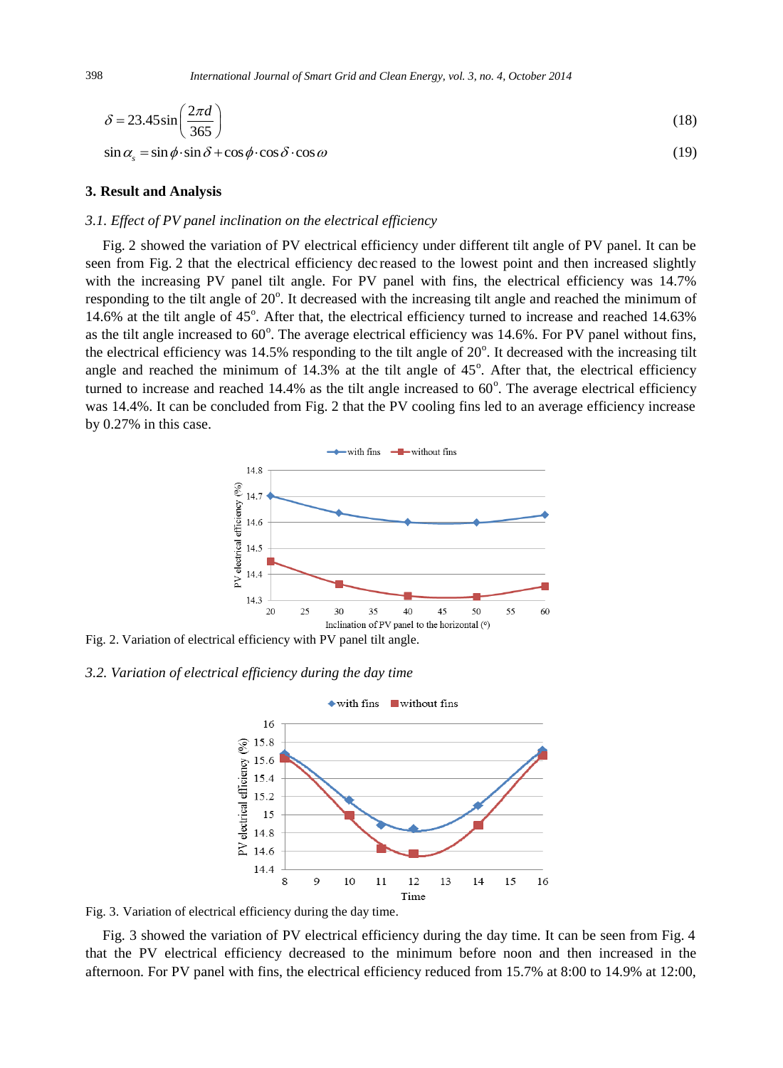$$\delta = 23.45\sin\left(\frac{2\pi d}{365}\right) \tag{18}$$

$$\sin\alpha_s = \sin\phi\cdot\sin\delta + \cos\phi\cdot\cos\delta\cdot\cos\omega \tag{19}$$

## 3. Result and Analysis

### *3.1. Effect of PV panel inclination on the electrical efficiency*

Fig. 2 showed the variation of PV electrical efficiency under different tilt angle of PV panel. It can be seen from Fig. 2 that the electrical efficiency decreased to the lowest point and then increased slightly with the increasing PV panel tilt angle. For PV panel with fins, the electrical efficiency was 14.7% responding to the tilt angle of 20$^o$. It decreased with the increasing tilt angle and reached the minimum of 14.6% at the tilt angle of 45$^o$. After that, the electrical efficiency turned to increase and reached 14.63% as the tilt angle increased to 60$^o$. The average electrical efficiency was 14.6%. For PV panel without fins, the electrical efficiency was 14.5% responding to the tilt angle of 20$^o$. It decreased with the increasing tilt angle and reached the minimum of 14.3% at the tilt angle of 45$^o$. After that, the electrical efficiency turned to increase and reached 14.4% as the tilt angle increased to 60$^o$. The average electrical efficiency was 14.4%. It can be concluded from Fig. 2 that the PV cooling fins led to an average efficiency increase by 0.27% in this case.

Fig. 2. Variation of electrical efficiency with PV panel tilt angle.

### *3.2. Variation of electrical efficiency during the day time*

Fig. 3. Variation of electrical efficiency during the day time.

Fig. 3 showed the variation of PV electrical efficiency during the day time. It can be seen from Fig. 4 that the PV electrical efficiency decreased to the minimum before noon and then increased in the afternoon. For PV panel with fins, the electrical efficiency reduced from 15.7% at 8:00 to 14.9% at 12:00,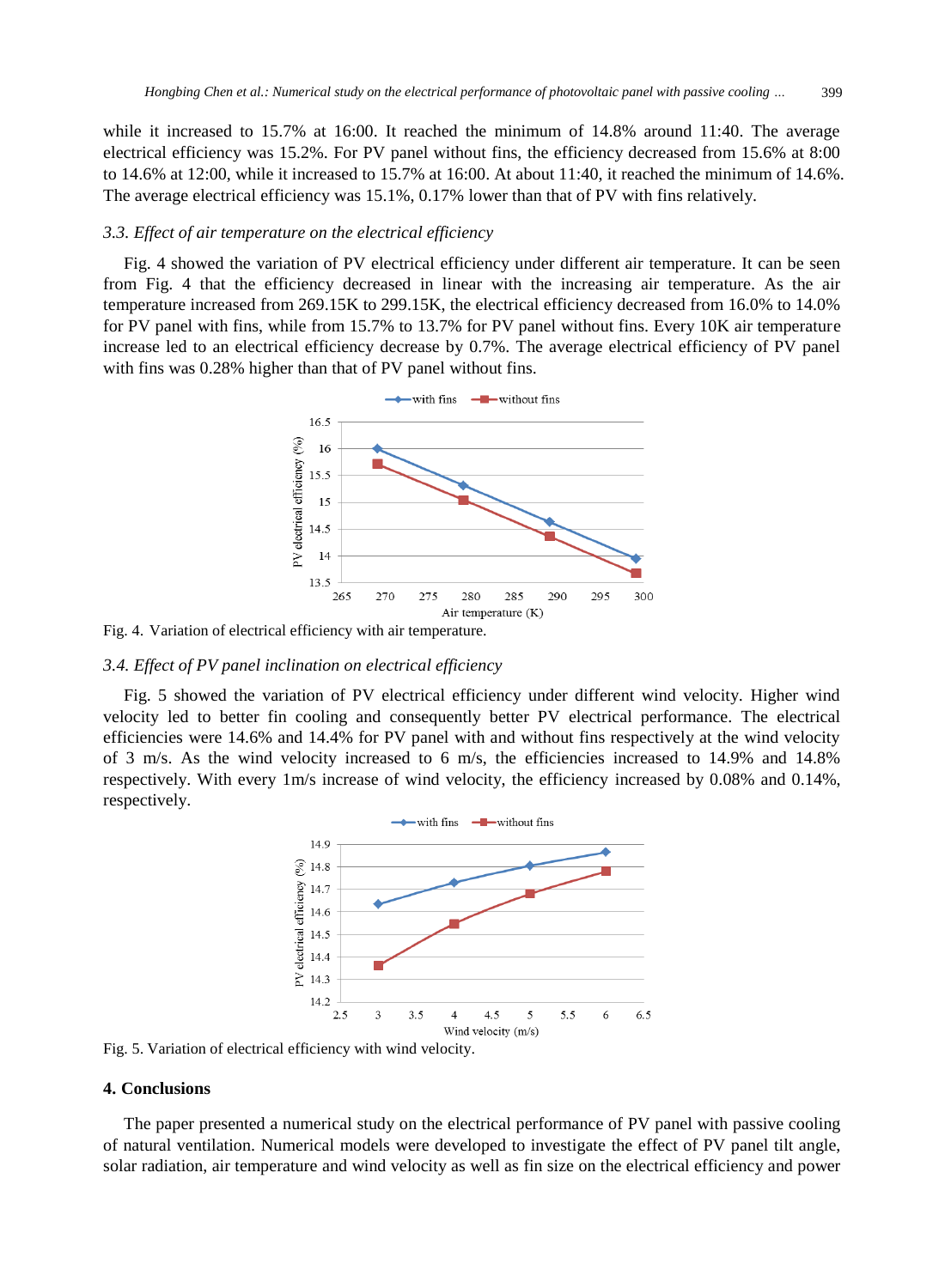while it increased to 15.7% at 16:00. It reached the minimum of 14.8% around 11:40. The average electrical efficiency was 15.2%. For PV panel without fins, the efficiency decreased from 15.6% at 8:00 to 14.6% at 12:00, while it increased to 15.7% at 16:00. At about 11:40, it reached the minimum of 14.6%. The average electrical efficiency was 15.1%, 0.17% lower than that of PV with fins relatively.

### *3.3. Effect of air temperature on the electrical efficiency*

Fig. 4 showed the variation of PV electrical efficiency under different air temperature. It can be seen from Fig. 4 that the efficiency decreased in linear with the increasing air temperature. As the air temperature increased from 269.15K to 299.15K, the electrical efficiency decreased from 16.0% to 14.0% for PV panel with fins, while from 15.7% to 13.7% for PV panel without fins. Every 10K air temperature increase led to an electrical efficiency decrease by 0.7%. The average electrical efficiency of PV panel with fins was 0.28% higher than that of PV panel without fins.

Fig. 4. Variation of electrical efficiency with air temperature.

### *3.4. Effect of PV panel inclination on electrical efficiency*

Fig. 5 showed the variation of PV electrical efficiency under different wind velocity. Higher wind velocity led to better fin cooling and consequently better PV electrical performance. The electrical efficiencies were 14.6% and 14.4% for PV panel with and without fins respectively at the wind velocity of 3 m/s. As the wind velocity increased to 6 m/s, the efficiencies increased to 14.9% and 14.8% respectively. With every 1m/s increase of wind velocity, the efficiency increased by 0.08% and 0.14%, respectively.

Fig. 5. Variation of electrical efficiency with wind velocity.

## 4. Conclusions

The paper presented a numerical study on the electrical performance of PV panel with passive cooling of natural ventilation. Numerical models were developed to investigate the effect of PV panel tilt angle, solar radiation, air temperature and wind velocity as well as fin size on the electrical efficiency and power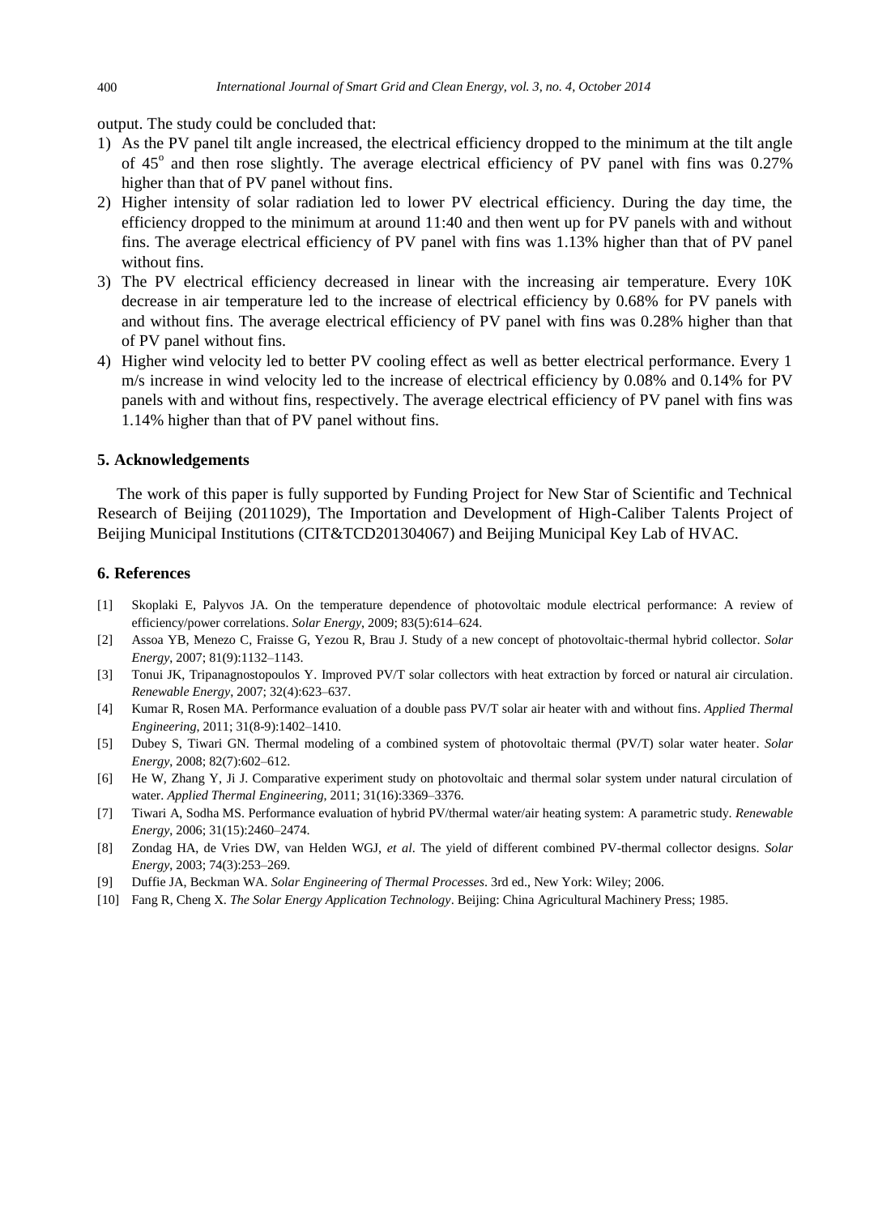output. The study could be concluded that:

1) As the PV panel tilt angle increased, the electrical efficiency dropped to the minimum at the tilt angle of 45$^{o}$ and then rose slightly. The average electrical efficiency of PV panel with fins was 0.27% higher than that of PV panel without fins.
2) Higher intensity of solar radiation led to lower PV electrical efficiency. During the day time, the efficiency dropped to the minimum at around 11:40 and then went up for PV panels with and without fins. The average electrical efficiency of PV panel with fins was 1.13% higher than that of PV panel without fins.
3) The PV electrical efficiency decreased in linear with the increasing air temperature. Every 10K decrease in air temperature led to the increase of electrical efficiency by 0.68% for PV panels with and without fins. The average electrical efficiency of PV panel with fins was 0.28% higher than that of PV panel without fins.
4) Higher wind velocity led to better PV cooling effect as well as better electrical performance. Every 1 m/s increase in wind velocity led to the increase of electrical efficiency by 0.08% and 0.14% for PV panels with and without fins, respectively. The average electrical efficiency of PV panel with fins was 1.14% higher than that of PV panel without fins.

## 5. Acknowledgements

The work of this paper is fully supported by Funding Project for New Star of Scientific and Technical Research of Beijing (2011029), The Importation and Development of High-Caliber Talents Project of Beijing Municipal Institutions (CIT&TCD201304067) and Beijing Municipal Key Lab of HVAC.

## 6. References

[1] Skoplaki E, Palyvos JA. On the temperature dependence of photovoltaic module electrical performance: A review of efficiency/power correlations. *Solar Energy*, 2009; 83(5):614–624.

[2] Assoa YB, Menezo C, Fraisse G, Yezou R, Brau J. Study of a new concept of photovoltaic-thermal hybrid collector. *Solar Energy*, 2007; 81(9):1132–1143.

[3] Tonui JK, Tripanagnostopoulos Y. Improved PV/T solar collectors with heat extraction by forced or natural air circulation. *Renewable Energy*, 2007; 32(4):623–637.

[4] Kumar R, Rosen MA. Performance evaluation of a double pass PV/T solar air heater with and without fins. *Applied Thermal Engineering*, 2011; 31(8-9):1402–1410.

[5] Dubey S, Tiwari GN. Thermal modeling of a combined system of photovoltaic thermal (PV/T) solar water heater. *Solar Energy*, 2008; 82(7):602–612.

[6] He W, Zhang Y, Ji J. Comparative experiment study on photovoltaic and thermal solar system under natural circulation of water. *Applied Thermal Engineering*, 2011; 31(16):3369–3376.

[7] Tiwari A, Sodha MS. Performance evaluation of hybrid PV/thermal water/air heating system: A parametric study. *Renewable Energy*, 2006; 31(15):2460–2474.

[8] Zondag HA, de Vries DW, van Helden WGJ, *et al*. The yield of different combined PV-thermal collector designs. *Solar Energy*, 2003; 74(3):253–269.

[9] Duffie JA, Beckman WA. *Solar Engineering of Thermal Processes*. 3rd ed., New York: Wiley; 2006.

[10] Fang R, Cheng X. *The Solar Energy Application Technology*. Beijing: China Agricultural Machinery Press; 1985.